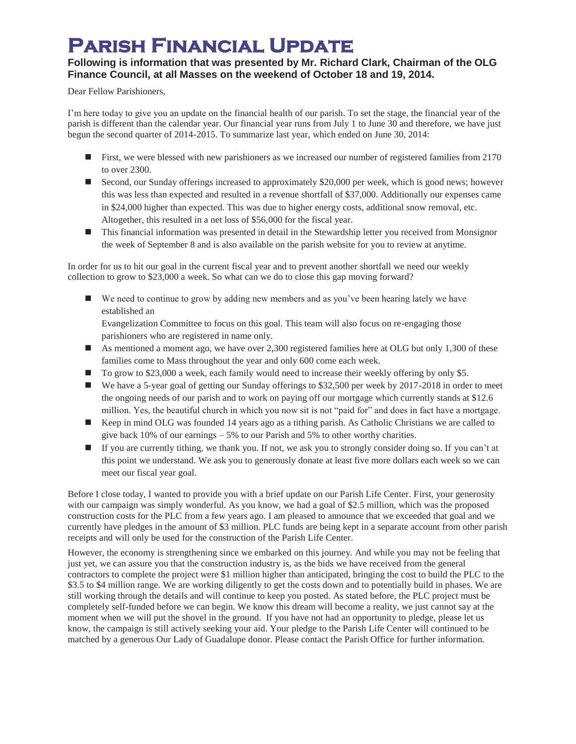# Parish Financial Update

**Following is information that was presented by Mr. Richard Clark, Chairman of the OLG Finance Council, at all Masses on the weekend of October 18 and 19, 2014.**

Dear Fellow Parishioners,

I'm here today to give you an update on the financial health of our parish. To set the stage, the financial year of the parish is different than the calendar year. Our financial year runs from July 1 to June 30 and therefore, we have just begun the second quarter of 2014-2015. To summarize last year, which ended on June 30, 2014:

- First, we were blessed with new parishioners as we increased our number of registered families from 2170 to over 2300.
- Second, our Sunday offerings increased to approximately $20,000 per week, which is good news; however this was less than expected and resulted in a revenue shortfall of $37,000. Additionally our expenses came in $24,000 higher than expected. This was due to higher energy costs, additional snow removal, etc. Altogether, this resulted in a net loss of $56,000 for the fiscal year.
- This financial information was presented in detail in the Stewardship letter you received from Monsignor the week of September 8 and is also available on the parish website for you to review at anytime.

In order for us to hit our goal in the current fiscal year and to prevent another shortfall we need our weekly collection to grow to $23,000 a week. So what can we do to close this gap moving forward?

- We need to continue to grow by adding new members and as you've been hearing lately we have established an
  Evangelization Committee to focus on this goal. This team will also focus on re-engaging those parishioners who are registered in name only.
- As mentioned a moment ago, we have over 2,300 registered families here at OLG but only 1,300 of these families come to Mass throughout the year and only 600 come each week.
- To grow to $23,000 a week, each family would need to increase their weekly offering by only $5.
- We have a 5-year goal of getting our Sunday offerings to $32,500 per week by 2017-2018 in order to meet the ongoing needs of our parish and to work on paying off our mortgage which currently stands at $12.6 million. Yes, the beautiful church in which you now sit is not "paid for" and does in fact have a mortgage.
- Keep in mind OLG was founded 14 years ago as a tithing parish. As Catholic Christians we are called to give back 10% of our earnings – 5% to our Parish and 5% to other worthy charities.
- If you are currently tithing, we thank you. If not, we ask you to strongly consider doing so. If you can't at this point we understand. We ask you to generously donate at least five more dollars each week so we can meet our fiscal year goal.

Before I close today, I wanted to provide you with a brief update on our Parish Life Center. First, your generosity with our campaign was simply wonderful. As you know, we had a goal of $2.5 million, which was the proposed construction costs for the PLC from a few years ago. I am pleased to announce that we exceeded that goal and we currently have pledges in the amount of $3 million. PLC funds are being kept in a separate account from other parish receipts and will only be used for the construction of the Parish Life Center.

However, the economy is strengthening since we embarked on this journey. And while you may not be feeling that just yet, we can assure you that the construction industry is, as the bids we have received from the general contractors to complete the project were $1 million higher than anticipated, bringing the cost to build the PLC to the $3.5 to $4 million range. We are working diligently to get the costs down and to potentially build in phases. We are still working through the details and will continue to keep you posted. As stated before, the PLC project must be completely self-funded before we can begin. We know this dream will become a reality, we just cannot say at the moment when we will put the shovel in the ground. If you have not had an opportunity to pledge, please let us know, the campaign is still actively seeking your aid. Your pledge to the Parish Life Center will continued to be matched by a generous Our Lady of Guadalupe donor. Please contact the Parish Office for further information.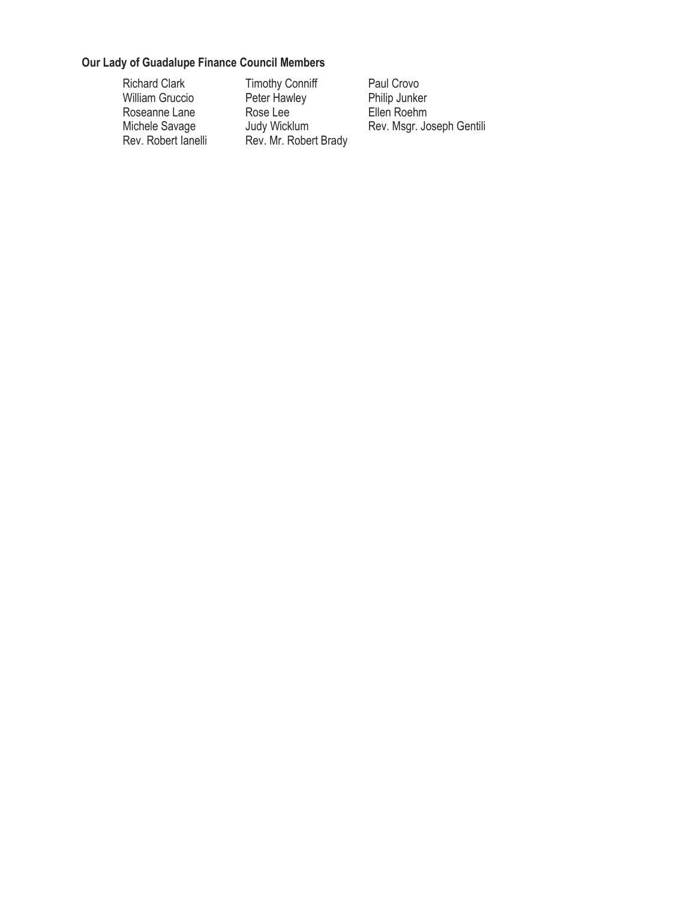**Our Lady of Guadalupe Finance Council Members**

| | | |
|---|---|---|
| Richard Clark | Timothy Conniff | Paul Crovo |
| William Gruccio | Peter Hawley | Philip Junker |
| Roseanne Lane | Rose Lee | Ellen Roehm |
| Michele Savage | Judy Wicklum | Rev. Msgr. Joseph Gentili |
| Rev. Robert Ianelli | Rev. Mr. Robert Brady | |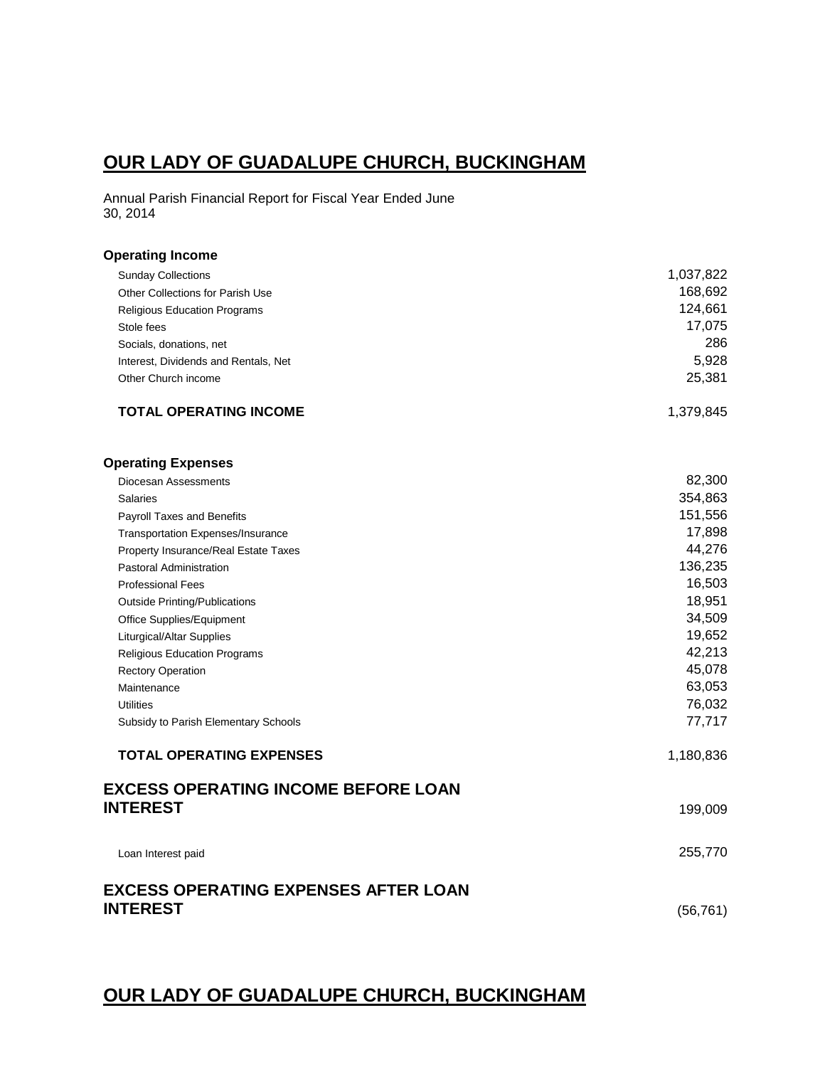# OUR LADY OF GUADALUPE CHURCH, BUCKINGHAM

Annual Parish Financial Report for Fiscal Year Ended June 30, 2014

| | |
|---|---|
| **Operating Income** | |
| Sunday Collections | 1,037,822 |
| Other Collections for Parish Use | 168,692 |
| Religious Education Programs | 124,661 |
| Stole fees | 17,075 |
| Socials, donations, net | 286 |
| Interest, Dividends and Rentals, Net | 5,928 |
| Other Church income | 25,381 |
| **TOTAL OPERATING INCOME** | 1,379,845 |
| **Operating Expenses** | |
| Diocesan Assessments | 82,300 |
| Salaries | 354,863 |
| Payroll Taxes and Benefits | 151,556 |
| Transportation Expenses/Insurance | 17,898 |
| Property Insurance/Real Estate Taxes | 44,276 |
| Pastoral Administration | 136,235 |
| Professional Fees | 16,503 |
| Outside Printing/Publications | 18,951 |
| Office Supplies/Equipment | 34,509 |
| Liturgical/Altar Supplies | 19,652 |
| Religious Education Programs | 42,213 |
| Rectory Operation | 45,078 |
| Maintenance | 63,053 |
| Utilities | 76,032 |
| Subsidy to Parish Elementary Schools | 77,717 |
| **TOTAL OPERATING EXPENSES** | 1,180,836 |
| **EXCESS OPERATING INCOME BEFORE LOAN INTEREST** | 199,009 |
| Loan Interest paid | 255,770 |
| **EXCESS OPERATING EXPENSES AFTER LOAN INTEREST** | (56,761) |

# OUR LADY OF GUADALUPE CHURCH, BUCKINGHAM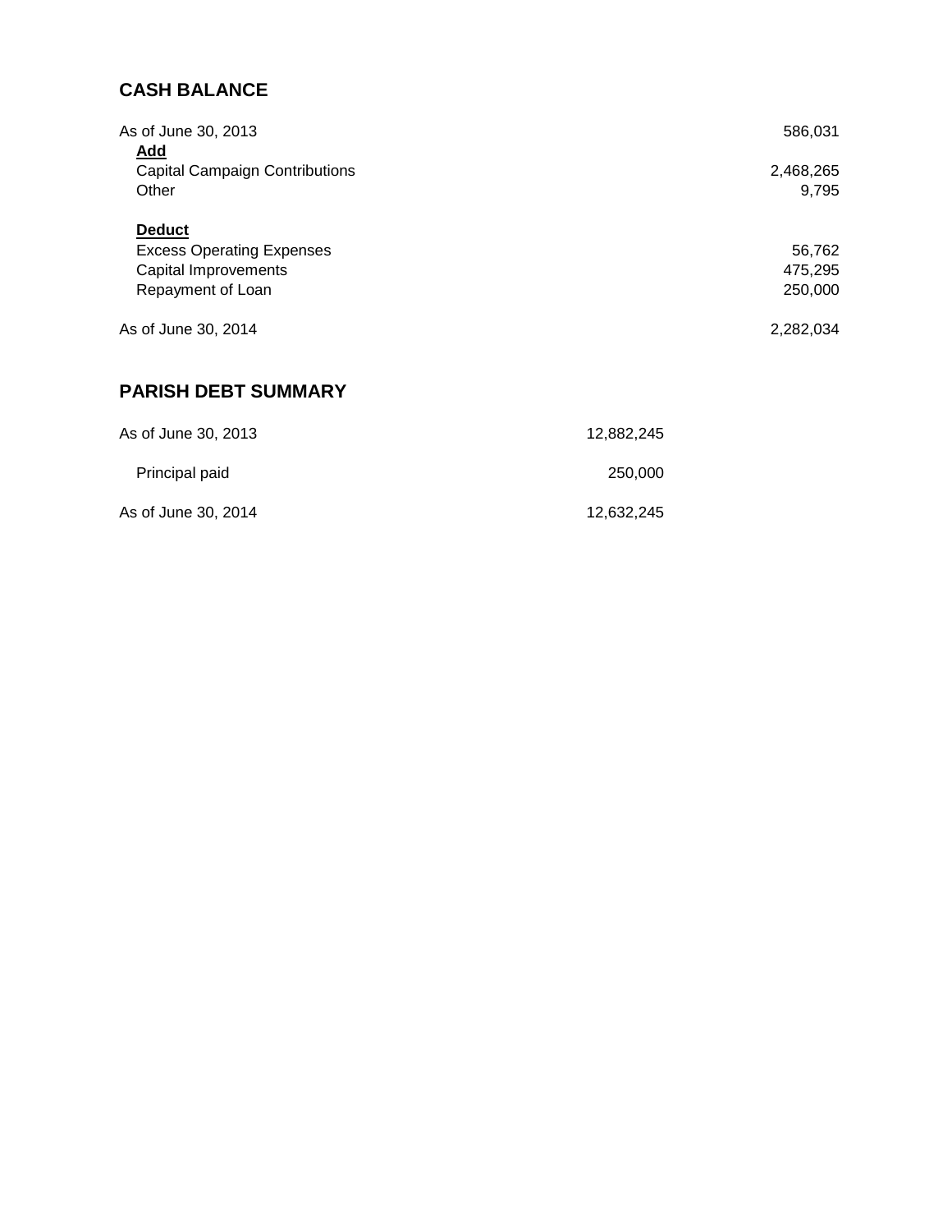## CASH BALANCE

| | |
|---|---|
| As of June 30, 2013 | 586,031 |
| **Add** | |
| Capital Campaign Contributions | 2,468,265 |
| Other | 9,795 |
| | |
| **Deduct** | |
| Excess Operating Expenses | 56,762 |
| Capital Improvements | 475,295 |
| Repayment of Loan | 250,000 |
| | |
| As of June 30, 2014 | 2,282,034 |

## PARISH DEBT SUMMARY

| | |
|---|---|
| As of June 30, 2013 | 12,882,245 |
| Principal paid | 250,000 |
| As of June 30, 2014 | 12,632,245 |